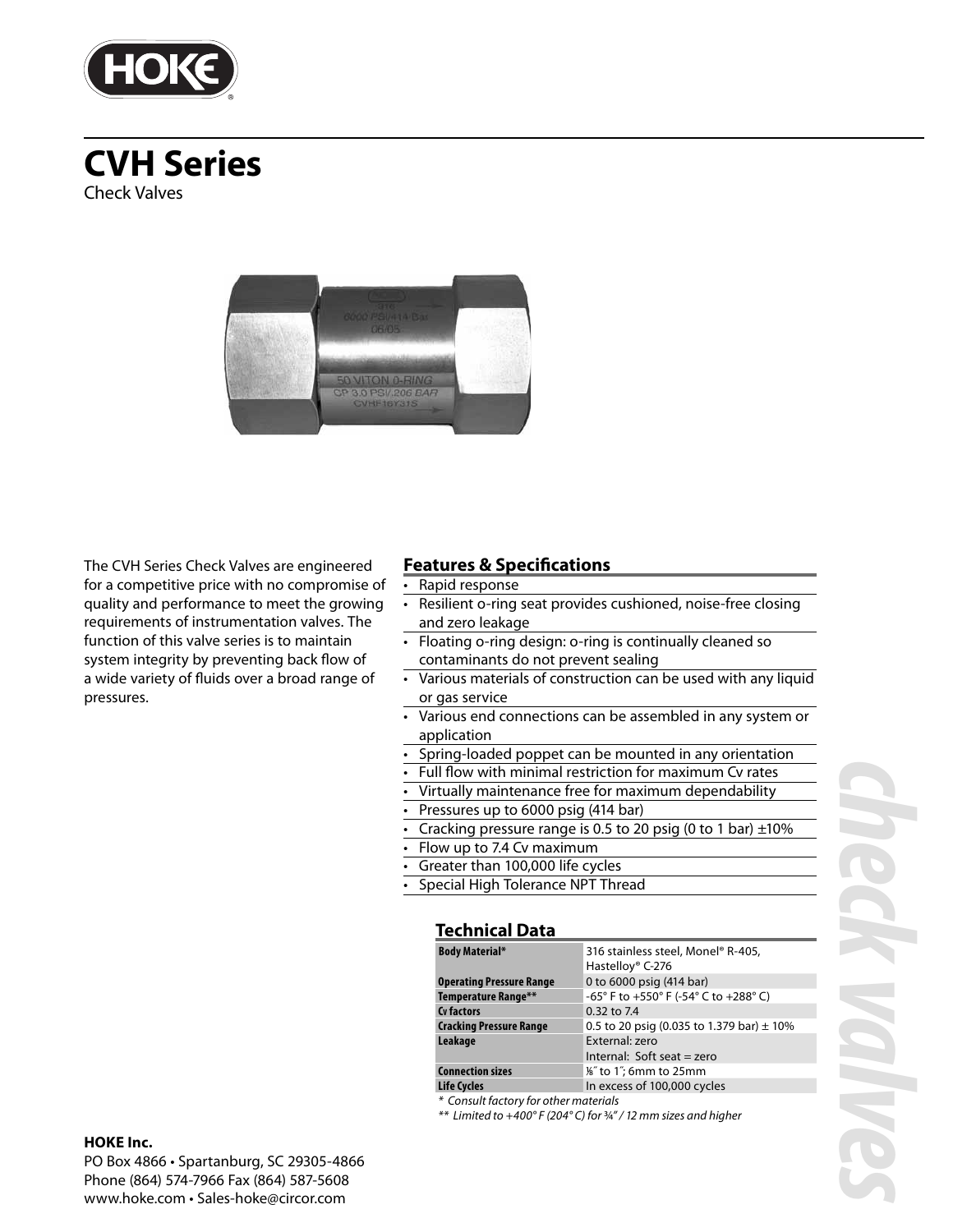# CVH Series

Check Valves

The CVH Series Check Valves are engineered for a competitive price with no compromise of quality and performance to meet the growing requirements of instrumentation valves. The function of this valve series is to maintain system integrity by preventing back flow of a wide variety of fluids over a broad range of pressures.

## Features & Specifications

- Rapid response
- Resilient o-ring seat provides cushioned, noise-free closing and zero leakage
- Floating o-ring design: o-ring is continually cleaned so contaminants do not prevent sealing
- Various materials of construction can be used with any liquid or gas service
- Various end connections can be assembled in any system or application
- Spring-loaded poppet can be mounted in any orientation
- Full flow with minimal restriction for maximum Cv rates
- Virtually maintenance free for maximum dependability
- Pressures up to 6000 psig (414 bar)
- Cracking pressure range is 0.5 to 20 psig (0 to 1 bar) ±10%
- Flow up to 7.4 Cv maximum
- Greater than 100,000 life cycles
- Special High Tolerance NPT Thread

## Technical Data

| | |
|---|---|
| **Body Material*** | 316 stainless steel, Monel® R-405, Hastelloy® C-276 |
| **Operating Pressure Range** | 0 to 6000 psig (414 bar) |
| **Temperature Range**** | -65° F to +550° F (-54° C to +288° C) |
| **Cv factors** | 0.32 to 7.4 |
| **Cracking Pressure Range** | 0.5 to 20 psig (0.035 to 1.379 bar) ± 10% |
| **Leakage** | External: zero<br>Internal: Soft seat = zero |
| **Connection sizes** | ⅛″ to 1″; 6mm to 25mm |
| **Life Cycles** | In excess of 100,000 cycles |

*\* Consult factory for other materials*

*\*\* Limited to +400° F (204° C) for ¾" / 12 mm sizes and higher*

**HOKE Inc.**

PO Box 4866 • Spartanburg, SC 29305-4866
Phone (864) 574-7966 Fax (864) 587-5608
www.hoke.com • Sales-hoke@circor.com

check valves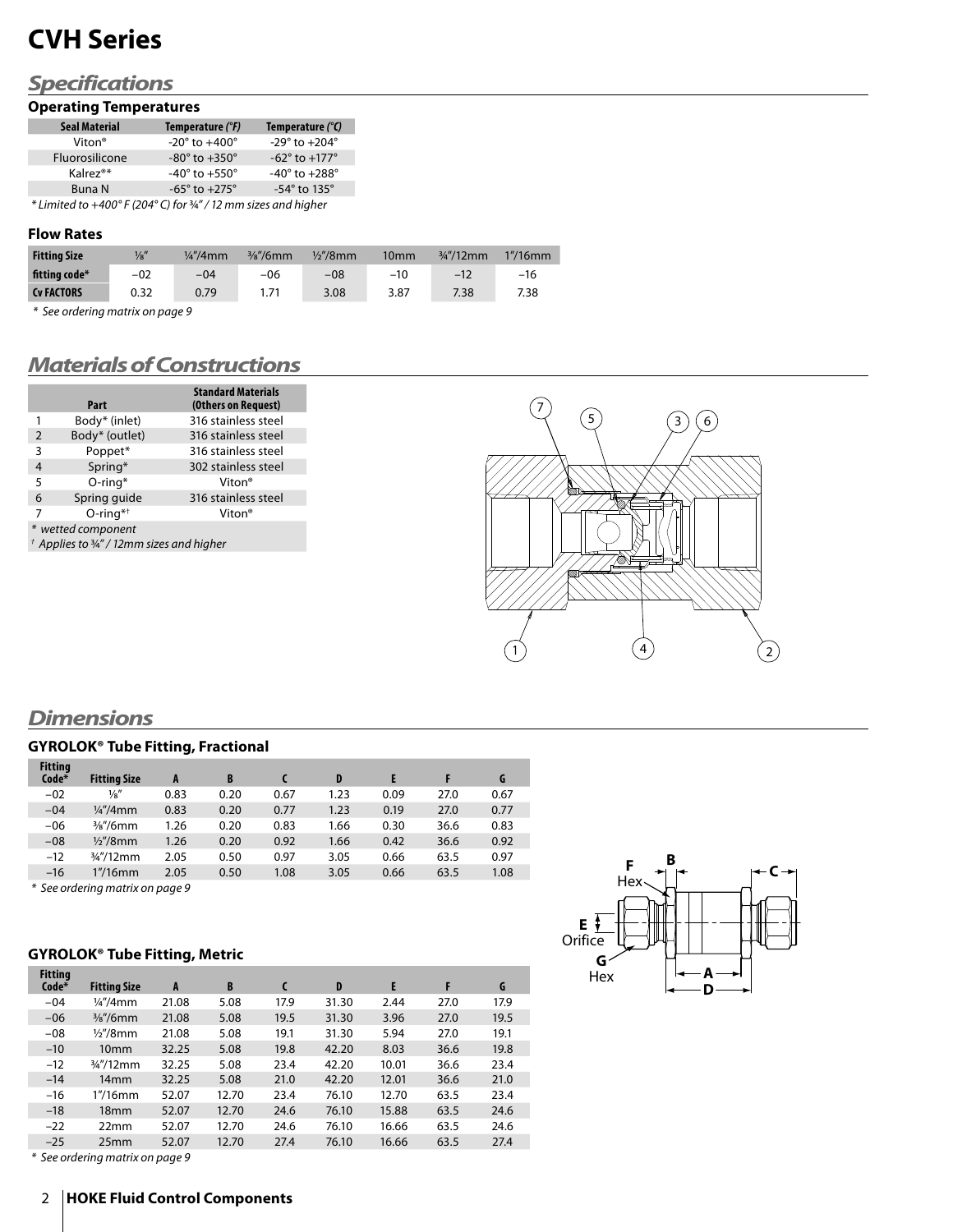# CVH Series

## Specifications

### Operating Temperatures

| Seal Material | Temperature (°F) | Temperature (°C) |
|---|---|---|
| Viton® | -20° to +400° | -29° to +204° |
| Fluorosilicone | -80° to +350° | -62° to +177° |
| Kalrez®* | -40° to +550° | -40° to +288° |
| Buna N | -65° to +275° | -54° to 135° |

*\* Limited to +400° F (204° C) for ¾" / 12 mm sizes and higher*

### Flow Rates

| Fitting Size | ⅛" | ¼"/4mm | ⅜"/6mm | ½"/8mm | 10mm | ¾"/12mm | 1"/16mm |
|---|---|---|---|---|---|---|---|
| fitting code* | −02 | −04 | −06 | −08 | −10 | −12 | −16 |
| Cv FACTORS | 0.32 | 0.79 | 1.71 | 3.08 | 3.87 | 7.38 | 7.38 |

*\* See ordering matrix on page 9*

## Materials of Constructions

| | Part | Standard Materials (Others on Request) |
|---|---|---|
| 1 | Body* (inlet) | 316 stainless steel |
| 2 | Body* (outlet) | 316 stainless steel |
| 3 | Poppet* | 316 stainless steel |
| 4 | Spring* | 302 stainless steel |
| 5 | O-ring* | Viton® |
| 6 | Spring guide | 316 stainless steel |
| 7 | O-ring*† | Viton® |

*\* wetted component*

*† Applies to ¾" / 12mm sizes and higher*

## Dimensions

### GYROLOK® Tube Fitting, Fractional

| Fitting Code* | Fitting Size | A | B | C | D | E | F | G |
|---|---|---|---|---|---|---|---|---|
| −02 | ⅛" | 0.83 | 0.20 | 0.67 | 1.23 | 0.09 | 27.0 | 0.67 |
| −04 | ¼"/4mm | 0.83 | 0.20 | 0.77 | 1.23 | 0.19 | 27.0 | 0.77 |
| −06 | ⅜"/6mm | 1.26 | 0.20 | 0.83 | 1.66 | 0.30 | 36.6 | 0.83 |
| −08 | ½"/8mm | 1.26 | 0.20 | 0.92 | 1.66 | 0.42 | 36.6 | 0.92 |
| −12 | ¾"/12mm | 2.05 | 0.50 | 0.97 | 3.05 | 0.66 | 63.5 | 0.97 |
| −16 | 1"/16mm | 2.05 | 0.50 | 1.08 | 3.05 | 0.66 | 63.5 | 1.08 |

*\* See ordering matrix on page 9*

### GYROLOK® Tube Fitting, Metric

| Fitting Code* | Fitting Size | A | B | C | D | E | F | G |
|---|---|---|---|---|---|---|---|---|
| −04 | ¼"/4mm | 21.08 | 5.08 | 17.9 | 31.30 | 2.44 | 27.0 | 17.9 |
| −06 | ⅜"/6mm | 21.08 | 5.08 | 19.5 | 31.30 | 3.96 | 27.0 | 19.5 |
| −08 | ½"/8mm | 21.08 | 5.08 | 19.1 | 31.30 | 5.94 | 27.0 | 19.1 |
| −10 | 10mm | 32.25 | 5.08 | 19.8 | 42.20 | 8.03 | 36.6 | 19.8 |
| −12 | ¾"/12mm | 32.25 | 5.08 | 23.4 | 42.20 | 10.01 | 36.6 | 23.4 |
| −14 | 14mm | 32.25 | 5.08 | 21.0 | 42.20 | 12.01 | 36.6 | 21.0 |
| −16 | 1"/16mm | 52.07 | 12.70 | 23.4 | 76.10 | 12.70 | 63.5 | 23.4 |
| −18 | 18mm | 52.07 | 12.70 | 24.6 | 76.10 | 15.88 | 63.5 | 24.6 |
| −22 | 22mm | 52.07 | 12.70 | 24.6 | 76.10 | 16.66 | 63.5 | 24.6 |
| −25 | 25mm | 52.07 | 12.70 | 27.4 | 76.10 | 16.66 | 63.5 | 27.4 |

*\* See ordering matrix on page 9*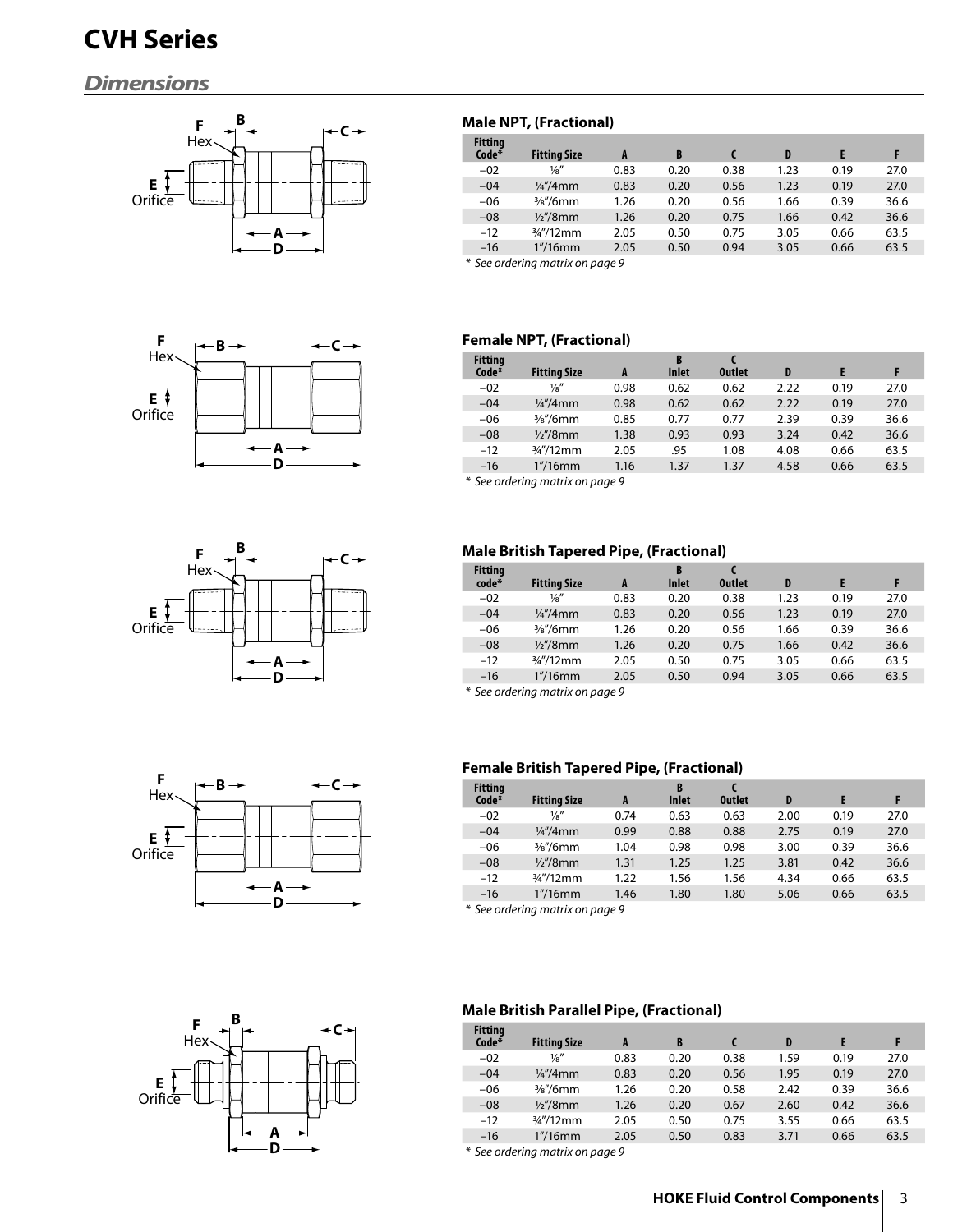# CVH Series

## Dimensions

### Male NPT, (Fractional)

| Fitting Code* | Fitting Size | A | B | C | D | E | F |
|---|---|---|---|---|---|---|---|
| –02 | ⅛″ | 0.83 | 0.20 | 0.38 | 1.23 | 0.19 | 27.0 |
| –04 | ¼″/4mm | 0.83 | 0.20 | 0.56 | 1.23 | 0.19 | 27.0 |
| –06 | ⅜″/6mm | 1.26 | 0.20 | 0.56 | 1.66 | 0.39 | 36.6 |
| –08 | ½″/8mm | 1.26 | 0.20 | 0.75 | 1.66 | 0.42 | 36.6 |
| –12 | ¾″/12mm | 2.05 | 0.50 | 0.75 | 3.05 | 0.66 | 63.5 |
| –16 | 1″/16mm | 2.05 | 0.50 | 0.94 | 3.05 | 0.66 | 63.5 |

*\* See ordering matrix on page 9*

### Female NPT, (Fractional)

| Fitting Code* | Fitting Size | A | B Inlet | C Outlet | D | E | F |
|---|---|---|---|---|---|---|---|
| –02 | ⅛″ | 0.98 | 0.62 | 0.62 | 2.22 | 0.19 | 27.0 |
| –04 | ¼″/4mm | 0.98 | 0.62 | 0.62 | 2.22 | 0.19 | 27.0 |
| –06 | ⅜″/6mm | 0.85 | 0.77 | 0.77 | 2.39 | 0.39 | 36.6 |
| –08 | ½″/8mm | 1.38 | 0.93 | 0.93 | 3.24 | 0.42 | 36.6 |
| –12 | ¾″/12mm | 2.05 | .95 | 1.08 | 4.08 | 0.66 | 63.5 |
| –16 | 1″/16mm | 1.16 | 1.37 | 1.37 | 4.58 | 0.66 | 63.5 |

*\* See ordering matrix on page 9*

### Male British Tapered Pipe, (Fractional)

| Fitting code* | Fitting Size | A | B Inlet | C Outlet | D | E | F |
|---|---|---|---|---|---|---|---|
| –02 | ⅛″ | 0.83 | 0.20 | 0.38 | 1.23 | 0.19 | 27.0 |
| –04 | ¼″/4mm | 0.83 | 0.20 | 0.56 | 1.23 | 0.19 | 27.0 |
| –06 | ⅜″/6mm | 1.26 | 0.20 | 0.56 | 1.66 | 0.39 | 36.6 |
| –08 | ½″/8mm | 1.26 | 0.20 | 0.75 | 1.66 | 0.42 | 36.6 |
| –12 | ¾″/12mm | 2.05 | 0.50 | 0.75 | 3.05 | 0.66 | 63.5 |
| –16 | 1″/16mm | 2.05 | 0.50 | 0.94 | 3.05 | 0.66 | 63.5 |

*\* See ordering matrix on page 9*

### Female British Tapered Pipe, (Fractional)

| Fitting Code* | Fitting Size | A | B Inlet | C Outlet | D | E | F |
|---|---|---|---|---|---|---|---|
| –02 | ⅛″ | 0.74 | 0.63 | 0.63 | 2.00 | 0.19 | 27.0 |
| –04 | ¼″/4mm | 0.99 | 0.88 | 0.88 | 2.75 | 0.19 | 27.0 |
| –06 | ⅜″/6mm | 1.04 | 0.98 | 0.98 | 3.00 | 0.39 | 36.6 |
| –08 | ½″/8mm | 1.31 | 1.25 | 1.25 | 3.81 | 0.42 | 36.6 |
| –12 | ¾″/12mm | 1.22 | 1.56 | 1.56 | 4.34 | 0.66 | 63.5 |
| –16 | 1″/16mm | 1.46 | 1.80 | 1.80 | 5.06 | 0.66 | 63.5 |

*\* See ordering matrix on page 9*

### Male British Parallel Pipe, (Fractional)

| Fitting Code* | Fitting Size | A | B | C | D | E | F |
|---|---|---|---|---|---|---|---|
| –02 | ⅛″ | 0.83 | 0.20 | 0.38 | 1.59 | 0.19 | 27.0 |
| –04 | ¼″/4mm | 0.83 | 0.20 | 0.56 | 1.95 | 0.19 | 27.0 |
| –06 | ⅜″/6mm | 1.26 | 0.20 | 0.58 | 2.42 | 0.39 | 36.6 |
| –08 | ½″/8mm | 1.26 | 0.20 | 0.67 | 2.60 | 0.42 | 36.6 |
| –12 | ¾″/12mm | 2.05 | 0.50 | 0.75 | 3.55 | 0.66 | 63.5 |
| –16 | 1″/16mm | 2.05 | 0.50 | 0.83 | 3.71 | 0.66 | 63.5 |

*\* See ordering matrix on page 9*

**HOKE Fluid Control Components**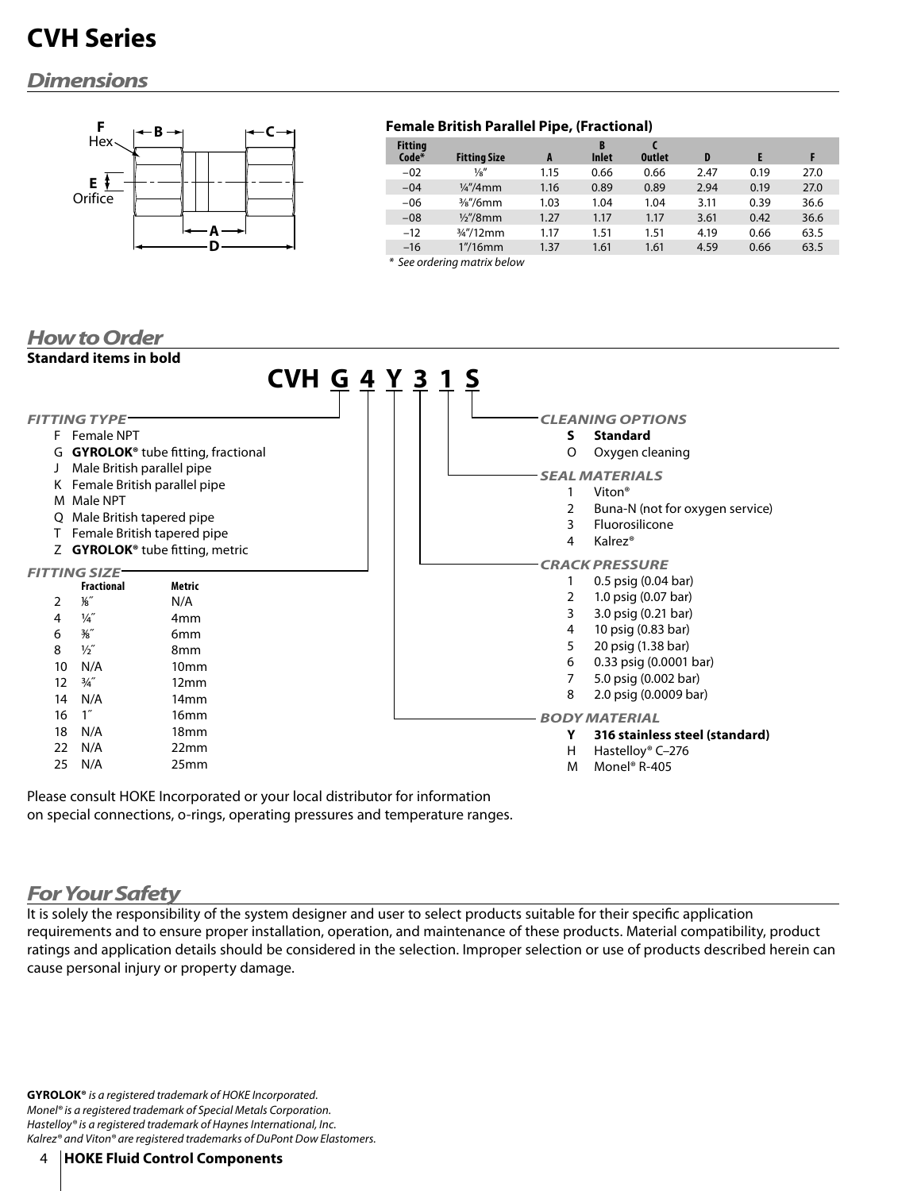# CVH Series

## Dimensions

F
Hex
B
C
E
Orifice
A
D

**Female British Parallel Pipe, (Fractional)**

| Fitting Code* | Fitting Size | A | B Inlet | C Outlet | D | E | F |
|---|---|---|---|---|---|---|---|
| –02 | ⅛″ | 1.15 | 0.66 | 0.66 | 2.47 | 0.19 | 27.0 |
| –04 | ¼″/4mm | 1.16 | 0.89 | 0.89 | 2.94 | 0.19 | 27.0 |
| –06 | ⅜″/6mm | 1.03 | 1.04 | 1.04 | 3.11 | 0.39 | 36.6 |
| –08 | ½″/8mm | 1.27 | 1.17 | 1.17 | 3.61 | 0.42 | 36.6 |
| –12 | ¾″/12mm | 1.17 | 1.51 | 1.51 | 4.19 | 0.66 | 63.5 |
| –16 | 1″/16mm | 1.37 | 1.61 | 1.61 | 4.59 | 0.66 | 63.5 |

*\* See ordering matrix below*

## How to Order

**Standard items in bold**

**CVH G 4 Y 3 1 S**

### FITTING TYPE

- F Female NPT
- G **GYROLOK®** tube fitting, fractional
- J Male British parallel pipe
- K Female British parallel pipe
- M Male NPT
- Q Male British tapered pipe
- T Female British tapered pipe
- Z **GYROLOK®** tube fitting, metric

### FITTING SIZE

| | Fractional | Metric |
|---|---|---|
| 2 | ⅛″ | N/A |
| 4 | ¼″ | 4mm |
| 6 | ⅜″ | 6mm |
| 8 | ½″ | 8mm |
| 10 | N/A | 10mm |
| 12 | ¾″ | 12mm |
| 14 | N/A | 14mm |
| 16 | 1″ | 16mm |
| 18 | N/A | 18mm |
| 22 | N/A | 22mm |
| 25 | N/A | 25mm |

### CLEANING OPTIONS

- **S Standard**
- O Oxygen cleaning

### SEAL MATERIALS

- 1 Viton®
- 2 Buna-N (not for oxygen service)
- 3 Fluorosilicone
- 4 Kalrez®

### CRACK PRESSURE

- 1 0.5 psig (0.04 bar)
- 2 1.0 psig (0.07 bar)
- 3 3.0 psig (0.21 bar)
- 4 10 psig (0.83 bar)
- 5 20 psig (1.38 bar)
- 6 0.33 psig (0.0001 bar)
- 7 5.0 psig (0.002 bar)
- 8 2.0 psig (0.0009 bar)

### BODY MATERIAL

- **Y 316 stainless steel (standard)**
- H Hastelloy® C–276
- M Monel® R-405

Please consult HOKE Incorporated or your local distributor for information on special connections, o-rings, operating pressures and temperature ranges.

## For Your Safety

It is solely the responsibility of the system designer and user to select products suitable for their specific application requirements and to ensure proper installation, operation, and maintenance of these products. Material compatibility, product ratings and application details should be considered in the selection. Improper selection or use of products described herein can cause personal injury or property damage.

**GYROLOK®** *is a registered trademark of HOKE Incorporated.*
*Monel® is a registered trademark of Special Metals Corporation.*
*Hastelloy® is a registered trademark of Haynes International, Inc.*
*Kalrez® and Viton® are registered trademarks of DuPont Dow Elastomers.*